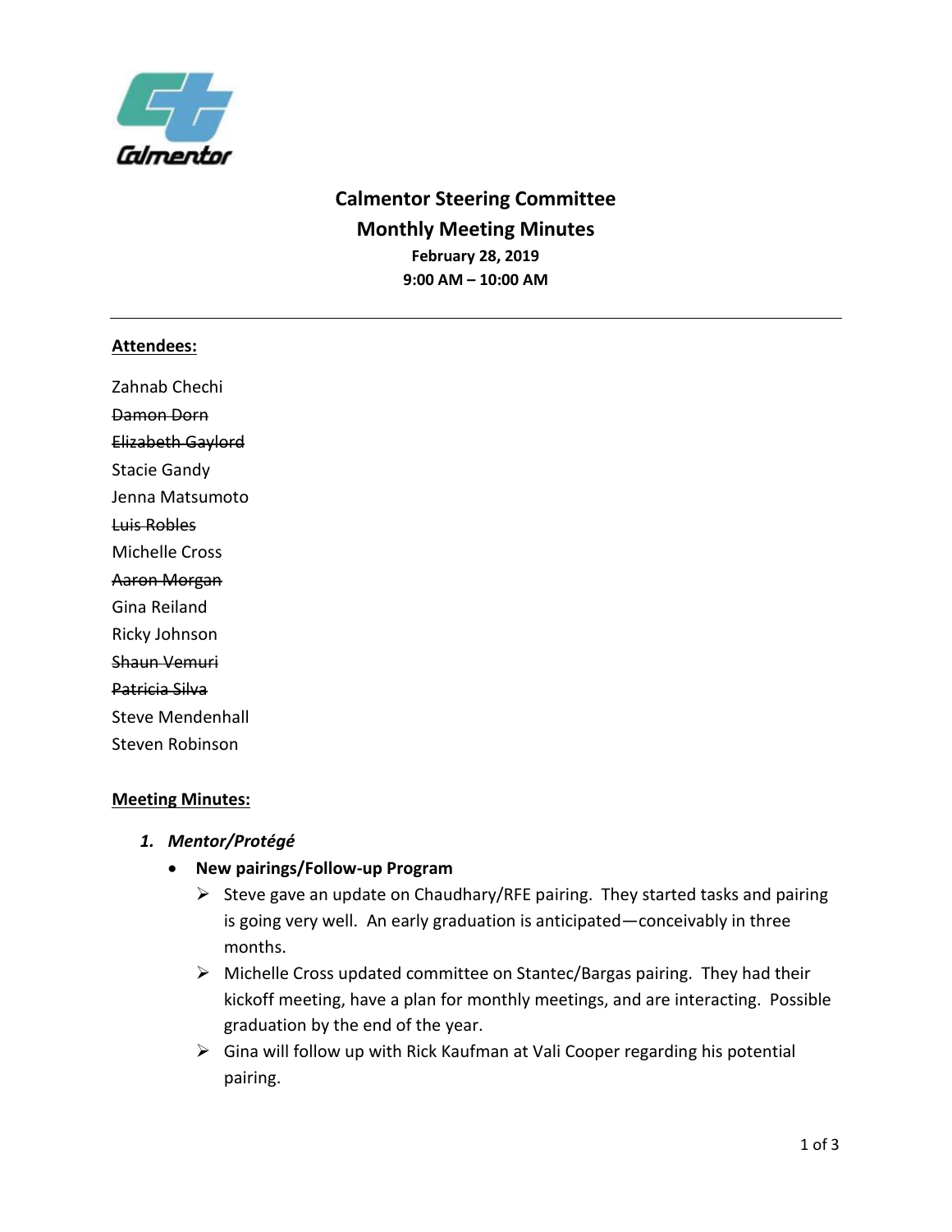# Calmentor Steering Committee
## Monthly Meeting Minutes
**February 28, 2019**
**9:00 AM – 10:00 AM**

---

**Attendees:**

Zahnab Chechi
~~Damon Dorn~~
~~Elizabeth Gaylord~~
Stacie Gandy
Jenna Matsumoto
~~Luis Robles~~
Michelle Cross
~~Aaron Morgan~~
Gina Reiland
Ricky Johnson
~~Shaun Vemuri~~
~~Patricia Silva~~
Steve Mendenhall
Steven Robinson

**Meeting Minutes:**

1. ***Mentor/Protégé***
   - **New pairings/Follow-up Program**
     - Steve gave an update on Chaudhary/RFE pairing. They started tasks and pairing is going very well. An early graduation is anticipated—conceivably in three months.
     - Michelle Cross updated committee on Stantec/Bargas pairing. They had their kickoff meeting, have a plan for monthly meetings, and are interacting. Possible graduation by the end of the year.
     - Gina will follow up with Rick Kaufman at Vali Cooper regarding his potential pairing.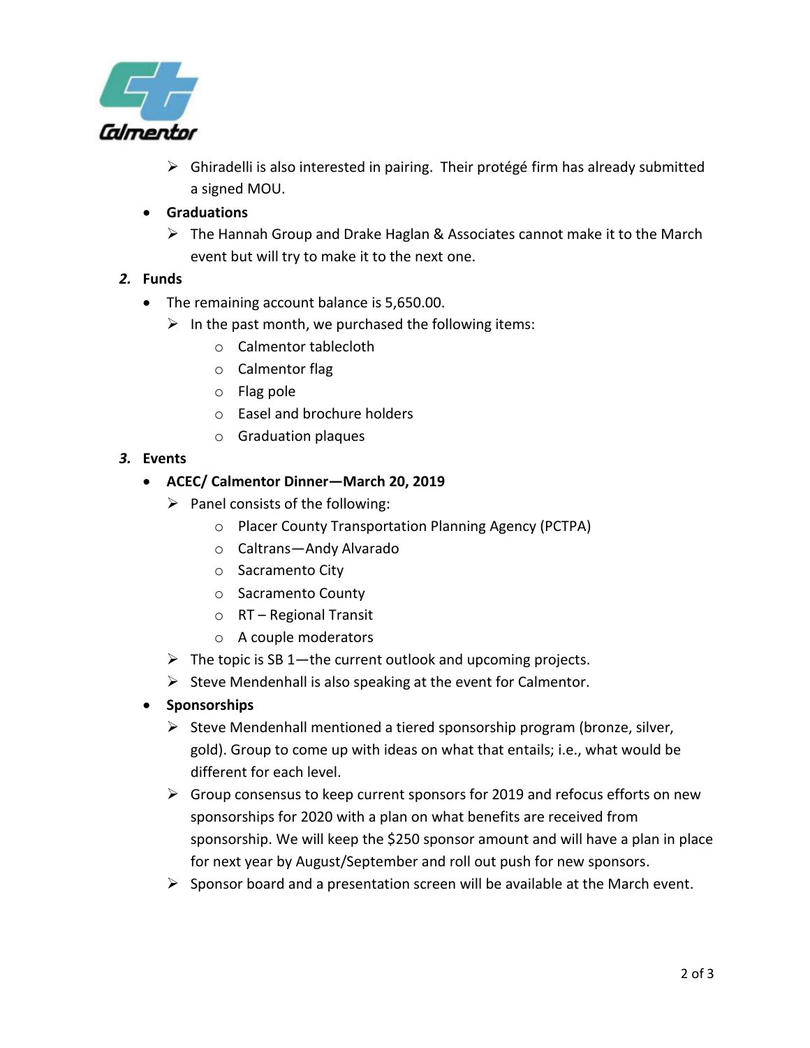- Ghiradelli is also interested in pairing. Their protégé firm has already submitted a signed MOU.
- **Graduations**
  - The Hannah Group and Drake Haglan & Associates cannot make it to the March event but will try to make it to the next one.

***2.* Funds**

- The remaining account balance is 5,650.00.
  - In the past month, we purchased the following items:
    - Calmentor tablecloth
    - Calmentor flag
    - Flag pole
    - Easel and brochure holders
    - Graduation plaques

***3.* Events**

- **ACEC/ Calmentor Dinner—March 20, 2019**
  - Panel consists of the following:
    - Placer County Transportation Planning Agency (PCTPA)
    - Caltrans—Andy Alvarado
    - Sacramento City
    - Sacramento County
    - RT – Regional Transit
    - A couple moderators
  - The topic is SB 1—the current outlook and upcoming projects.
  - Steve Mendenhall is also speaking at the event for Calmentor.
- **Sponsorships**
  - Steve Mendenhall mentioned a tiered sponsorship program (bronze, silver, gold). Group to come up with ideas on what that entails; i.e., what would be different for each level.
  - Group consensus to keep current sponsors for 2019 and refocus efforts on new sponsorships for 2020 with a plan on what benefits are received from sponsorship. We will keep the $250 sponsor amount and will have a plan in place for next year by August/September and roll out push for new sponsors.
  - Sponsor board and a presentation screen will be available at the March event.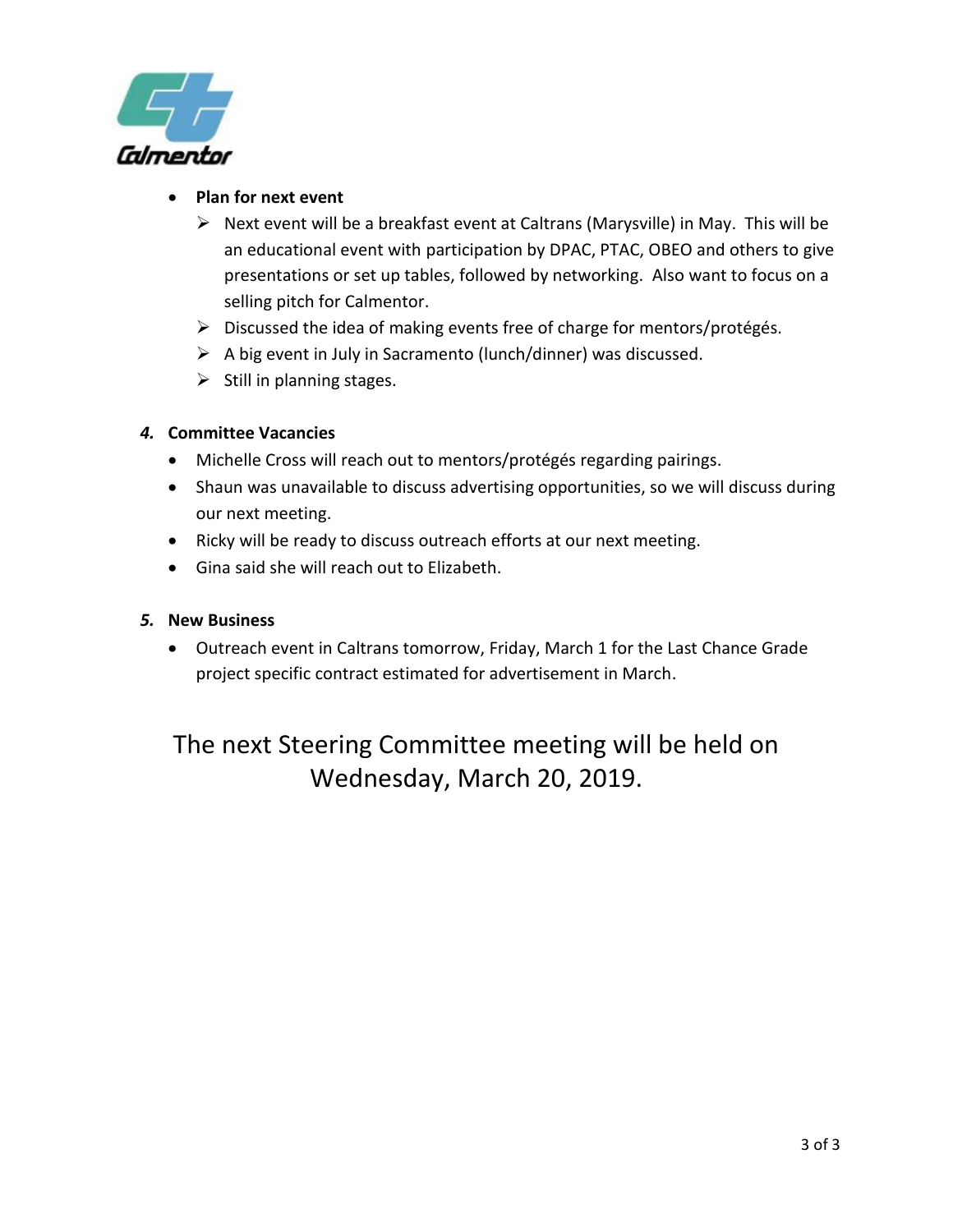- **Plan for next event**
  - Next event will be a breakfast event at Caltrans (Marysville) in May. This will be an educational event with participation by DPAC, PTAC, OBEO and others to give presentations or set up tables, followed by networking. Also want to focus on a selling pitch for Calmentor.
  - Discussed the idea of making events free of charge for mentors/protégés.
  - A big event in July in Sacramento (lunch/dinner) was discussed.
  - Still in planning stages.

***4.*** **Committee Vacancies**

- Michelle Cross will reach out to mentors/protégés regarding pairings.
- Shaun was unavailable to discuss advertising opportunities, so we will discuss during our next meeting.
- Ricky will be ready to discuss outreach efforts at our next meeting.
- Gina said she will reach out to Elizabeth.

***5.*** **New Business**

- Outreach event in Caltrans tomorrow, Friday, March 1 for the Last Chance Grade project specific contract estimated for advertisement in March.

The next Steering Committee meeting will be held on Wednesday, March 20, 2019.